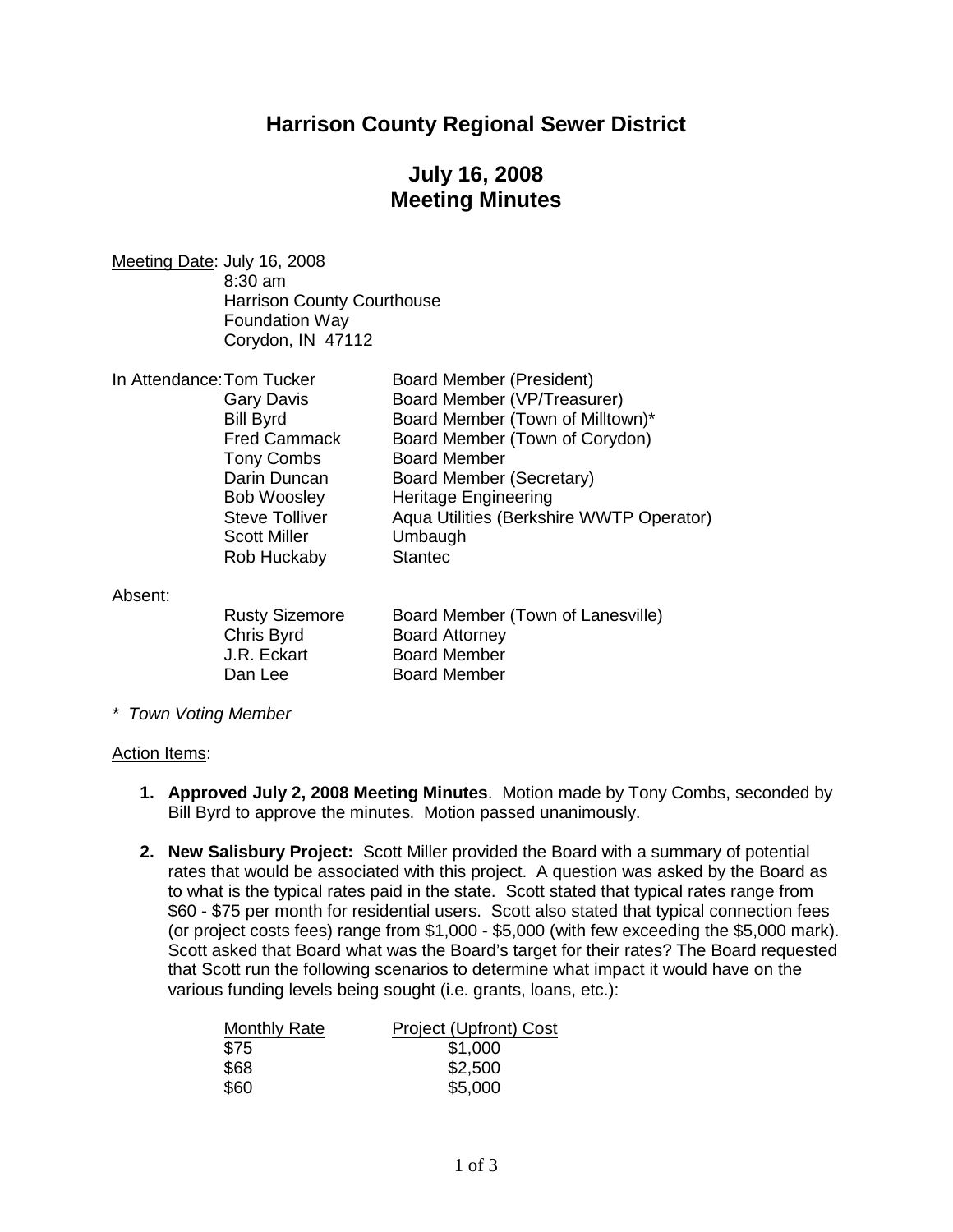# Harrison County Regional Sewer District

## July 16, 2008
## Meeting Minutes

Meeting Date: July 16, 2008
8:30 am
Harrison County Courthouse
Foundation Way
Corydon, IN 47112

In Attendance:

| Name | Role |
|---|---|
| Tom Tucker | Board Member (President) |
| Gary Davis | Board Member (VP/Treasurer) |
| Bill Byrd | Board Member (Town of Milltown)* |
| Fred Cammack | Board Member (Town of Corydon) |
| Tony Combs | Board Member |
| Darin Duncan | Board Member (Secretary) |
| Bob Woosley | Heritage Engineering |
| Steve Tolliver | Aqua Utilities (Berkshire WWTP Operator) |
| Scott Miller | Umbaugh |
| Rob Huckaby | Stantec |

Absent:

| Name | Role |
|---|---|
| Rusty Sizemore | Board Member (Town of Lanesville) |
| Chris Byrd | Board Attorney |
| J.R. Eckart | Board Member |
| Dan Lee | Board Member |

*\* Town Voting Member*

Action Items:

1. **Approved July 2, 2008 Meeting Minutes**. Motion made by Tony Combs, seconded by Bill Byrd to approve the minutes. Motion passed unanimously.

2. **New Salisbury Project:** Scott Miller provided the Board with a summary of potential rates that would be associated with this project. A question was asked by the Board as to what is the typical rates paid in the state. Scott stated that typical rates range from $60 - $75 per month for residential users. Scott also stated that typical connection fees (or project costs fees) range from $1,000 - $5,000 (with few exceeding the $5,000 mark). Scott asked that Board what was the Board's target for their rates? The Board requested that Scott run the following scenarios to determine what impact it would have on the various funding levels being sought (i.e. grants, loans, etc.):

| Monthly Rate | Project (Upfront) Cost |
|---|---|
| $75 | $1,000 |
| $68 | $2,500 |
| $60 | $5,000 |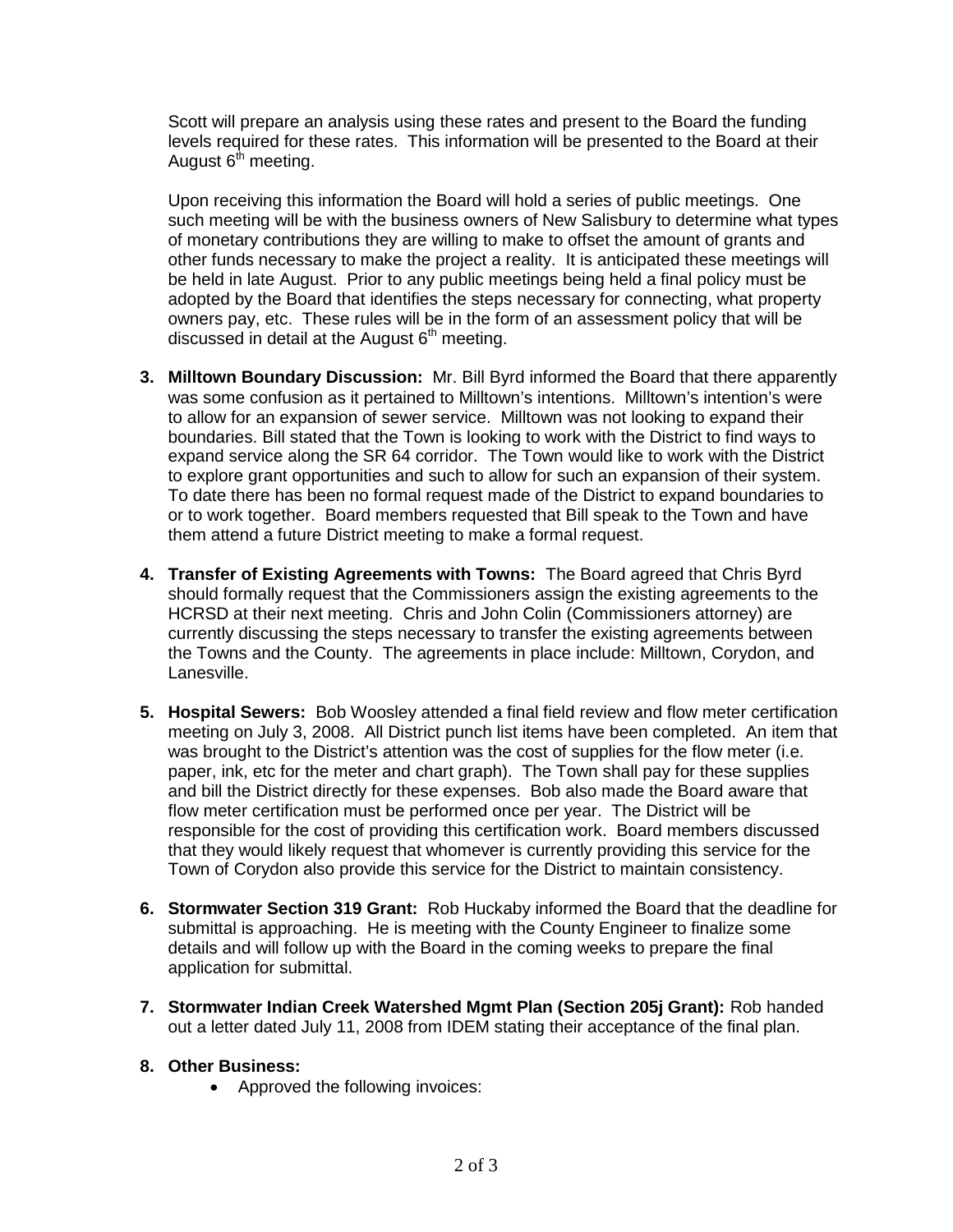Scott will prepare an analysis using these rates and present to the Board the funding levels required for these rates. This information will be presented to the Board at their August 6th meeting.

Upon receiving this information the Board will hold a series of public meetings. One such meeting will be with the business owners of New Salisbury to determine what types of monetary contributions they are willing to make to offset the amount of grants and other funds necessary to make the project a reality. It is anticipated these meetings will be held in late August. Prior to any public meetings being held a final policy must be adopted by the Board that identifies the steps necessary for connecting, what property owners pay, etc. These rules will be in the form of an assessment policy that will be discussed in detail at the August 6th meeting.

3. **Milltown Boundary Discussion:** Mr. Bill Byrd informed the Board that there apparently was some confusion as it pertained to Milltown's intentions. Milltown's intention's were to allow for an expansion of sewer service. Milltown was not looking to expand their boundaries. Bill stated that the Town is looking to work with the District to find ways to expand service along the SR 64 corridor. The Town would like to work with the District to explore grant opportunities and such to allow for such an expansion of their system. To date there has been no formal request made of the District to expand boundaries to or to work together. Board members requested that Bill speak to the Town and have them attend a future District meeting to make a formal request.

4. **Transfer of Existing Agreements with Towns:** The Board agreed that Chris Byrd should formally request that the Commissioners assign the existing agreements to the HCRSD at their next meeting. Chris and John Colin (Commissioners attorney) are currently discussing the steps necessary to transfer the existing agreements between the Towns and the County. The agreements in place include: Milltown, Corydon, and Lanesville.

5. **Hospital Sewers:** Bob Woosley attended a final field review and flow meter certification meeting on July 3, 2008. All District punch list items have been completed. An item that was brought to the District's attention was the cost of supplies for the flow meter (i.e. paper, ink, etc for the meter and chart graph). The Town shall pay for these supplies and bill the District directly for these expenses. Bob also made the Board aware that flow meter certification must be performed once per year. The District will be responsible for the cost of providing this certification work. Board members discussed that they would likely request that whomever is currently providing this service for the Town of Corydon also provide this service for the District to maintain consistency.

6. **Stormwater Section 319 Grant:** Rob Huckaby informed the Board that the deadline for submittal is approaching. He is meeting with the County Engineer to finalize some details and will follow up with the Board in the coming weeks to prepare the final application for submittal.

7. **Stormwater Indian Creek Watershed Mgmt Plan (Section 205j Grant):** Rob handed out a letter dated July 11, 2008 from IDEM stating their acceptance of the final plan.

8. **Other Business:**
   - Approved the following invoices: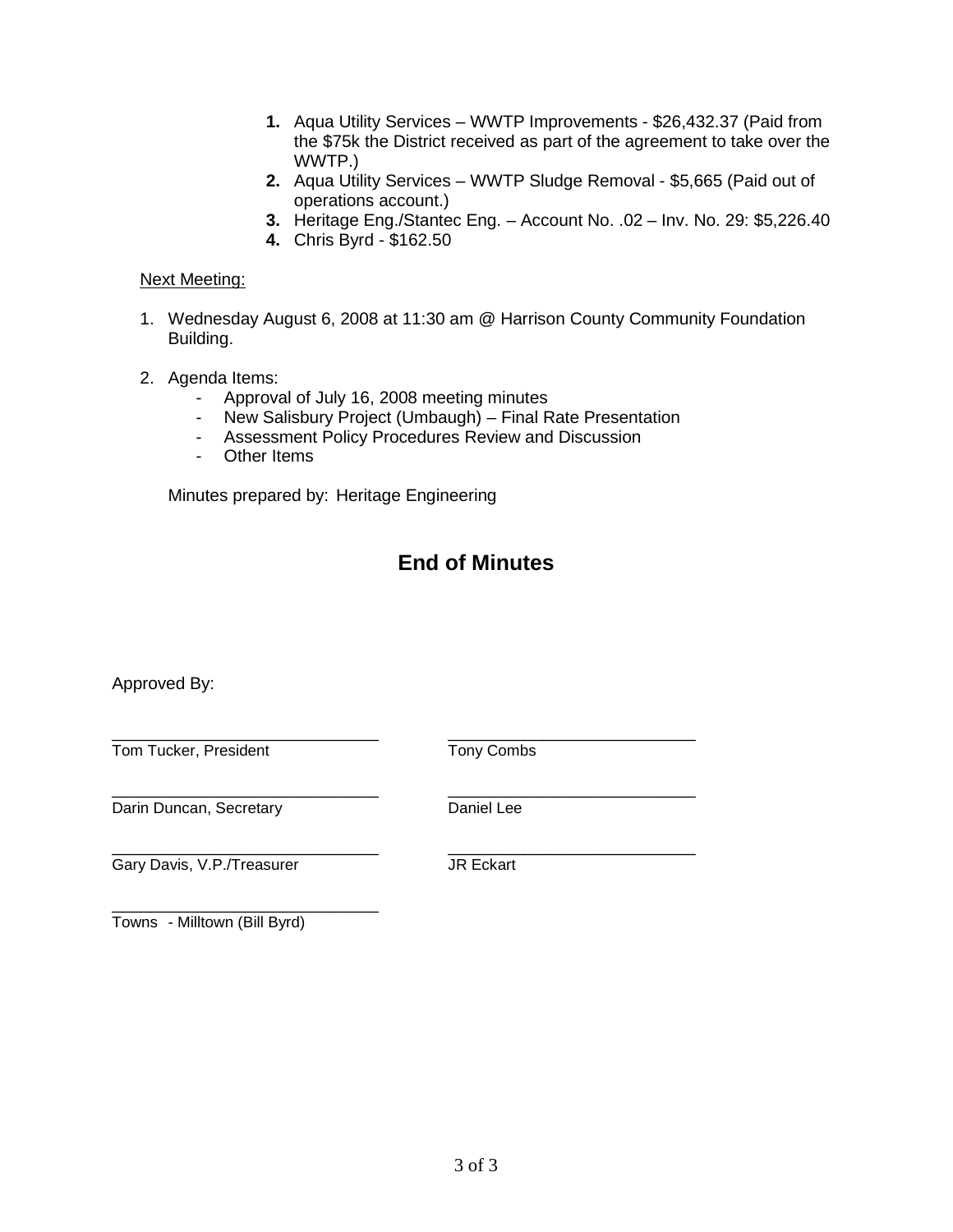1. **1.** Aqua Utility Services – WWTP Improvements - $26,432.37 (Paid from the $75k the District received as part of the agreement to take over the WWTP.)
2. **2.** Aqua Utility Services – WWTP Sludge Removal - $5,665 (Paid out of operations account.)
3. **3.** Heritage Eng./Stantec Eng. – Account No. .02 – Inv. No. 29: $5,226.40
4. **4.** Chris Byrd - $162.50

<u>Next Meeting:</u>

1. Wednesday August 6, 2008 at 11:30 am @ Harrison County Community Foundation Building.

2. Agenda Items:
   - Approval of July 16, 2008 meeting minutes
   - New Salisbury Project (Umbaugh) – Final Rate Presentation
   - Assessment Policy Procedures Review and Discussion
   - Other Items

   Minutes prepared by: Heritage Engineering

## End of Minutes

Approved By:

| | |
|---|---|
| ______________________________ | ______________________________ |
| Tom Tucker, President | Tony Combs |
| ______________________________ | ______________________________ |
| Darin Duncan, Secretary | Daniel Lee |
| ______________________________ | ______________________________ |
| Gary Davis, V.P./Treasurer | JR Eckart |
| ______________________________ | |
| Towns - Milltown (Bill Byrd) | |